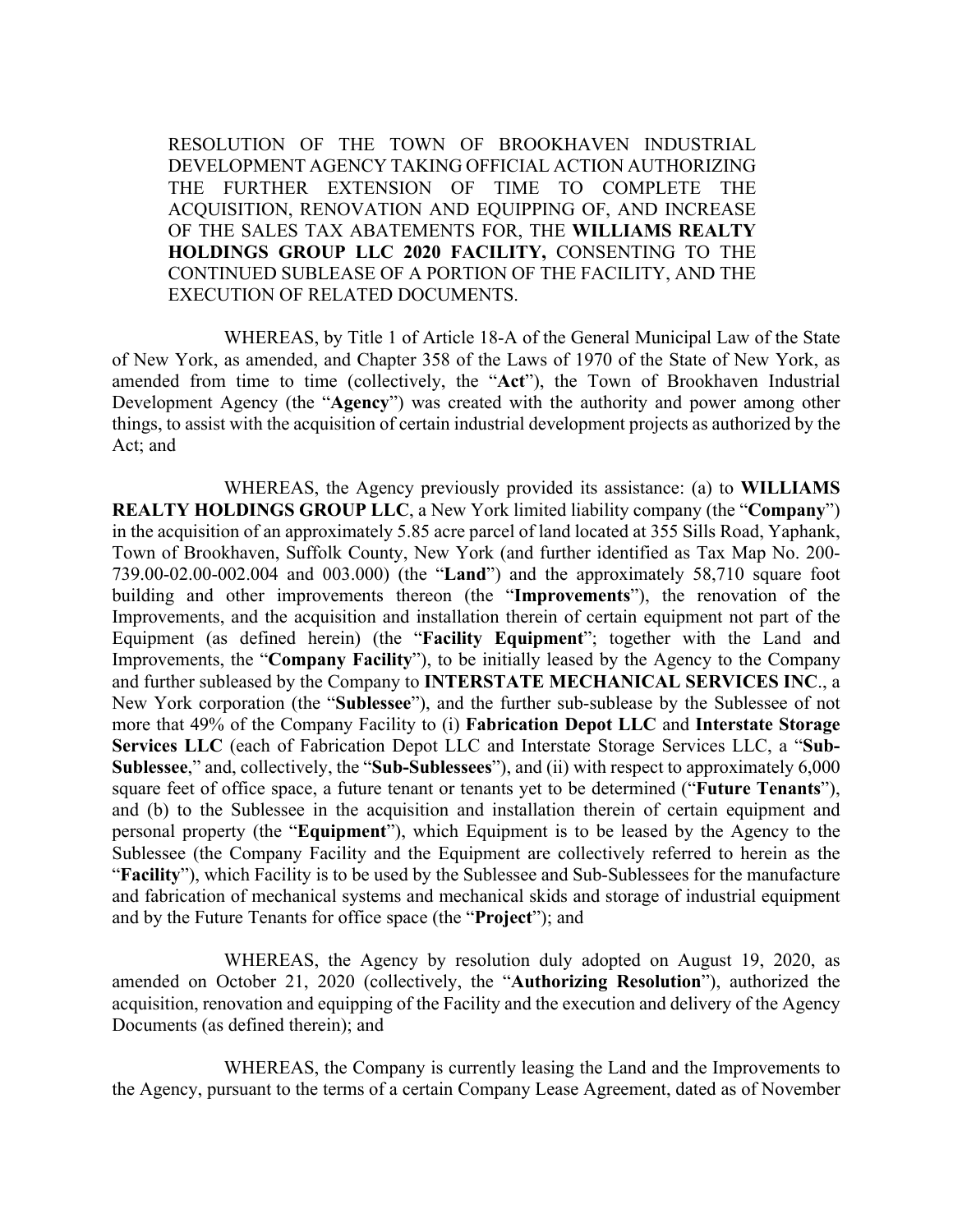RESOLUTION OF THE TOWN OF BROOKHAVEN INDUSTRIAL DEVELOPMENT AGENCY TAKING OFFICIAL ACTION AUTHORIZING THE FURTHER EXTENSION OF TIME TO COMPLETE THE ACQUISITION, RENOVATION AND EQUIPPING OF, AND INCREASE OF THE SALES TAX ABATEMENTS FOR, THE **WILLIAMS REALTY HOLDINGS GROUP LLC 2020 FACILITY,** CONSENTING TO THE CONTINUED SUBLEASE OF A PORTION OF THE FACILITY, AND THE EXECUTION OF RELATED DOCUMENTS.

WHEREAS, by Title 1 of Article 18-A of the General Municipal Law of the State of New York, as amended, and Chapter 358 of the Laws of 1970 of the State of New York, as amended from time to time (collectively, the "**Act**"), the Town of Brookhaven Industrial Development Agency (the "**Agency**") was created with the authority and power among other things, to assist with the acquisition of certain industrial development projects as authorized by the Act; and

WHEREAS, the Agency previously provided its assistance: (a) to **WILLIAMS REALTY HOLDINGS GROUP LLC**, a New York limited liability company (the "**Company**") in the acquisition of an approximately 5.85 acre parcel of land located at 355 Sills Road, Yaphank, Town of Brookhaven, Suffolk County, New York (and further identified as Tax Map No. 200-739.00-02.00-002.004 and 003.000) (the "**Land**") and the approximately 58,710 square foot building and other improvements thereon (the "**Improvements**"), the renovation of the Improvements, and the acquisition and installation therein of certain equipment not part of the Equipment (as defined herein) (the "**Facility Equipment**"; together with the Land and Improvements, the "**Company Facility**"), to be initially leased by the Agency to the Company and further subleased by the Company to **INTERSTATE MECHANICAL SERVICES INC**., a New York corporation (the "**Sublessee**"), and the further sub-sublease by the Sublessee of not more that 49% of the Company Facility to (i) **Fabrication Depot LLC** and **Interstate Storage Services LLC** (each of Fabrication Depot LLC and Interstate Storage Services LLC, a "**Sub-Sublessee**," and, collectively, the "**Sub-Sublessees**"), and (ii) with respect to approximately 6,000 square feet of office space, a future tenant or tenants yet to be determined ("**Future Tenants**"), and (b) to the Sublessee in the acquisition and installation therein of certain equipment and personal property (the "**Equipment**"), which Equipment is to be leased by the Agency to the Sublessee (the Company Facility and the Equipment are collectively referred to herein as the "**Facility**"), which Facility is to be used by the Sublessee and Sub-Sublessees for the manufacture and fabrication of mechanical systems and mechanical skids and storage of industrial equipment and by the Future Tenants for office space (the "**Project**"); and

WHEREAS, the Agency by resolution duly adopted on August 19, 2020, as amended on October 21, 2020 (collectively, the "**Authorizing Resolution**"), authorized the acquisition, renovation and equipping of the Facility and the execution and delivery of the Agency Documents (as defined therein); and

WHEREAS, the Company is currently leasing the Land and the Improvements to the Agency, pursuant to the terms of a certain Company Lease Agreement, dated as of November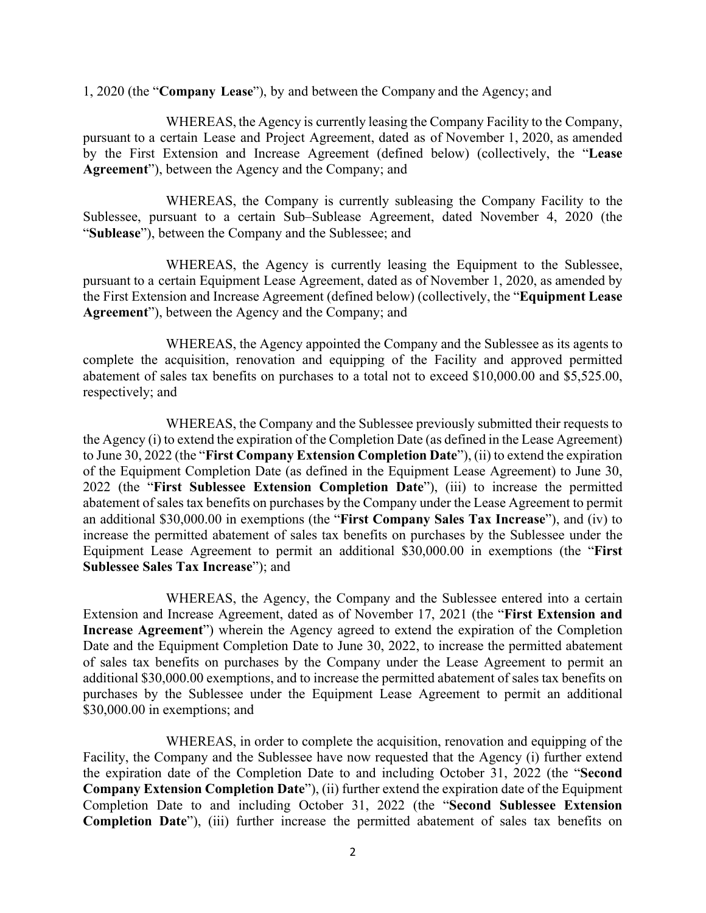1, 2020 (the "**Company Lease**"), by and between the Company and the Agency; and

WHEREAS, the Agency is currently leasing the Company Facility to the Company, pursuant to a certain Lease and Project Agreement, dated as of November 1, 2020, as amended by the First Extension and Increase Agreement (defined below) (collectively, the "**Lease Agreement**"), between the Agency and the Company; and

WHEREAS, the Company is currently subleasing the Company Facility to the Sublessee, pursuant to a certain Sub–Sublease Agreement, dated November 4, 2020 (the "**Sublease**"), between the Company and the Sublessee; and

WHEREAS, the Agency is currently leasing the Equipment to the Sublessee, pursuant to a certain Equipment Lease Agreement, dated as of November 1, 2020, as amended by the First Extension and Increase Agreement (defined below) (collectively, the "**Equipment Lease Agreement**"), between the Agency and the Company; and

WHEREAS, the Agency appointed the Company and the Sublessee as its agents to complete the acquisition, renovation and equipping of the Facility and approved permitted abatement of sales tax benefits on purchases to a total not to exceed $10,000.00 and $5,525.00, respectively; and

WHEREAS, the Company and the Sublessee previously submitted their requests to the Agency (i) to extend the expiration of the Completion Date (as defined in the Lease Agreement) to June 30, 2022 (the "**First Company Extension Completion Date**"), (ii) to extend the expiration of the Equipment Completion Date (as defined in the Equipment Lease Agreement) to June 30, 2022 (the "**First Sublessee Extension Completion Date**"), (iii) to increase the permitted abatement of sales tax benefits on purchases by the Company under the Lease Agreement to permit an additional $30,000.00 in exemptions (the "**First Company Sales Tax Increase**"), and (iv) to increase the permitted abatement of sales tax benefits on purchases by the Sublessee under the Equipment Lease Agreement to permit an additional $30,000.00 in exemptions (the "**First Sublessee Sales Tax Increase**"); and

WHEREAS, the Agency, the Company and the Sublessee entered into a certain Extension and Increase Agreement, dated as of November 17, 2021 (the "**First Extension and Increase Agreement**") wherein the Agency agreed to extend the expiration of the Completion Date and the Equipment Completion Date to June 30, 2022, to increase the permitted abatement of sales tax benefits on purchases by the Company under the Lease Agreement to permit an additional $30,000.00 exemptions, and to increase the permitted abatement of sales tax benefits on purchases by the Sublessee under the Equipment Lease Agreement to permit an additional $30,000.00 in exemptions; and

WHEREAS, in order to complete the acquisition, renovation and equipping of the Facility, the Company and the Sublessee have now requested that the Agency (i) further extend the expiration date of the Completion Date to and including October 31, 2022 (the "**Second Company Extension Completion Date**"), (ii) further extend the expiration date of the Equipment Completion Date to and including October 31, 2022 (the "**Second Sublessee Extension Completion Date**"), (iii) further increase the permitted abatement of sales tax benefits on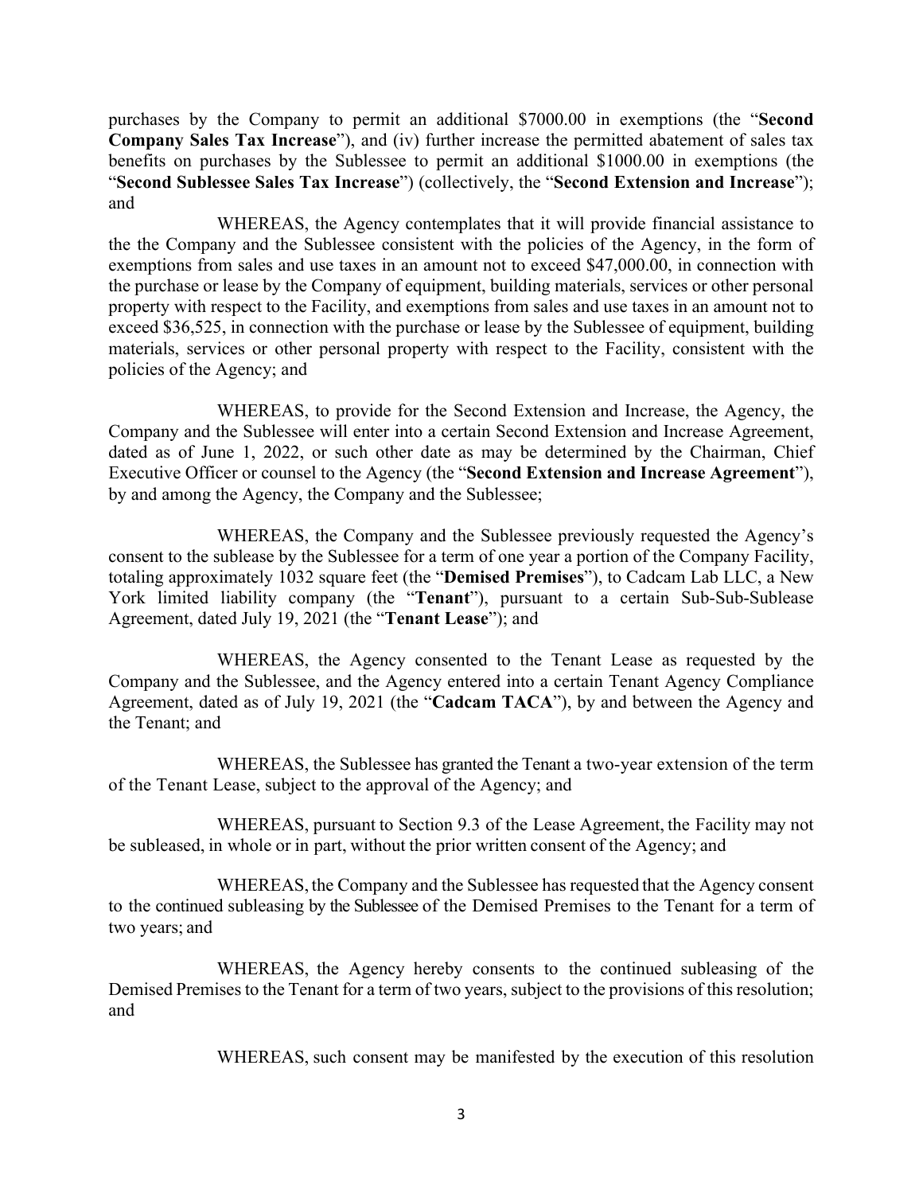purchases by the Company to permit an additional $7000.00 in exemptions (the "**Second Company Sales Tax Increase**"), and (iv) further increase the permitted abatement of sales tax benefits on purchases by the Sublessee to permit an additional $1000.00 in exemptions (the "**Second Sublessee Sales Tax Increase**") (collectively, the "**Second Extension and Increase**"); and

WHEREAS, the Agency contemplates that it will provide financial assistance to the the Company and the Sublessee consistent with the policies of the Agency, in the form of exemptions from sales and use taxes in an amount not to exceed $47,000.00, in connection with the purchase or lease by the Company of equipment, building materials, services or other personal property with respect to the Facility, and exemptions from sales and use taxes in an amount not to exceed $36,525, in connection with the purchase or lease by the Sublessee of equipment, building materials, services or other personal property with respect to the Facility, consistent with the policies of the Agency; and

WHEREAS, to provide for the Second Extension and Increase, the Agency, the Company and the Sublessee will enter into a certain Second Extension and Increase Agreement, dated as of June 1, 2022, or such other date as may be determined by the Chairman, Chief Executive Officer or counsel to the Agency (the "**Second Extension and Increase Agreement**"), by and among the Agency, the Company and the Sublessee;

WHEREAS, the Company and the Sublessee previously requested the Agency's consent to the sublease by the Sublessee for a term of one year a portion of the Company Facility, totaling approximately 1032 square feet (the "**Demised Premises**"), to Cadcam Lab LLC, a New York limited liability company (the "**Tenant**"), pursuant to a certain Sub-Sub-Sublease Agreement, dated July 19, 2021 (the "**Tenant Lease**"); and

WHEREAS, the Agency consented to the Tenant Lease as requested by the Company and the Sublessee, and the Agency entered into a certain Tenant Agency Compliance Agreement, dated as of July 19, 2021 (the "**Cadcam TACA**"), by and between the Agency and the Tenant; and

WHEREAS, the Sublessee has granted the Tenant a two-year extension of the term of the Tenant Lease, subject to the approval of the Agency; and

WHEREAS, pursuant to Section 9.3 of the Lease Agreement, the Facility may not be subleased, in whole or in part, without the prior written consent of the Agency; and

WHEREAS, the Company and the Sublessee has requested that the Agency consent to the continued subleasing by the Sublessee of the Demised Premises to the Tenant for a term of two years; and

WHEREAS, the Agency hereby consents to the continued subleasing of the Demised Premises to the Tenant for a term of two years, subject to the provisions of this resolution; and

WHEREAS, such consent may be manifested by the execution of this resolution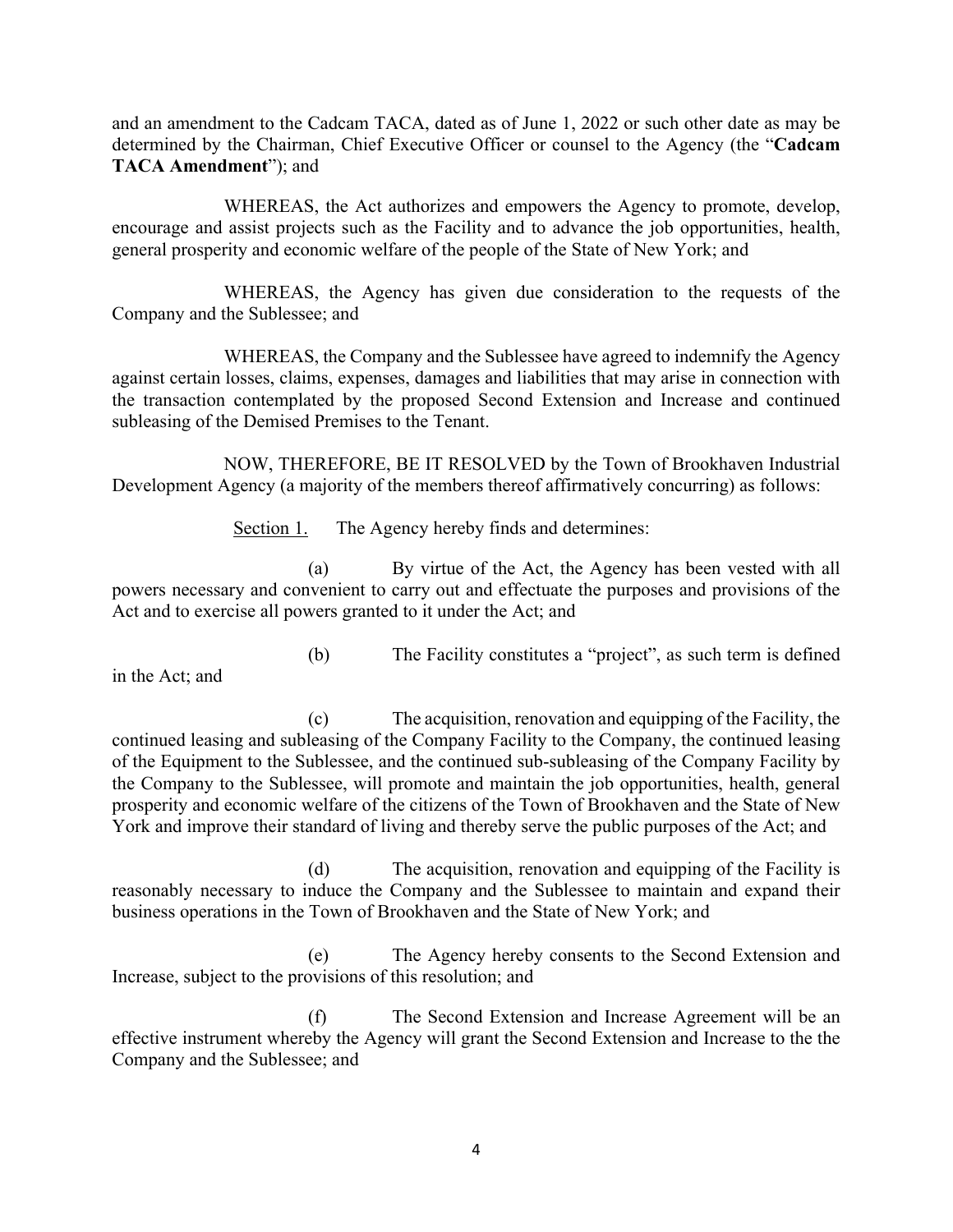and an amendment to the Cadcam TACA, dated as of June 1, 2022 or such other date as may be determined by the Chairman, Chief Executive Officer or counsel to the Agency (the "**Cadcam TACA Amendment**"); and

WHEREAS, the Act authorizes and empowers the Agency to promote, develop, encourage and assist projects such as the Facility and to advance the job opportunities, health, general prosperity and economic welfare of the people of the State of New York; and

WHEREAS, the Agency has given due consideration to the requests of the Company and the Sublessee; and

WHEREAS, the Company and the Sublessee have agreed to indemnify the Agency against certain losses, claims, expenses, damages and liabilities that may arise in connection with the transaction contemplated by the proposed Second Extension and Increase and continued subleasing of the Demised Premises to the Tenant.

NOW, THEREFORE, BE IT RESOLVED by the Town of Brookhaven Industrial Development Agency (a majority of the members thereof affirmatively concurring) as follows:

Section 1. The Agency hereby finds and determines:

(a) By virtue of the Act, the Agency has been vested with all powers necessary and convenient to carry out and effectuate the purposes and provisions of the Act and to exercise all powers granted to it under the Act; and

(b) The Facility constitutes a "project", as such term is defined in the Act; and

(c) The acquisition, renovation and equipping of the Facility, the continued leasing and subleasing of the Company Facility to the Company, the continued leasing of the Equipment to the Sublessee, and the continued sub-subleasing of the Company Facility by the Company to the Sublessee, will promote and maintain the job opportunities, health, general prosperity and economic welfare of the citizens of the Town of Brookhaven and the State of New York and improve their standard of living and thereby serve the public purposes of the Act; and

(d) The acquisition, renovation and equipping of the Facility is reasonably necessary to induce the Company and the Sublessee to maintain and expand their business operations in the Town of Brookhaven and the State of New York; and

(e) The Agency hereby consents to the Second Extension and Increase, subject to the provisions of this resolution; and

(f) The Second Extension and Increase Agreement will be an effective instrument whereby the Agency will grant the Second Extension and Increase to the the Company and the Sublessee; and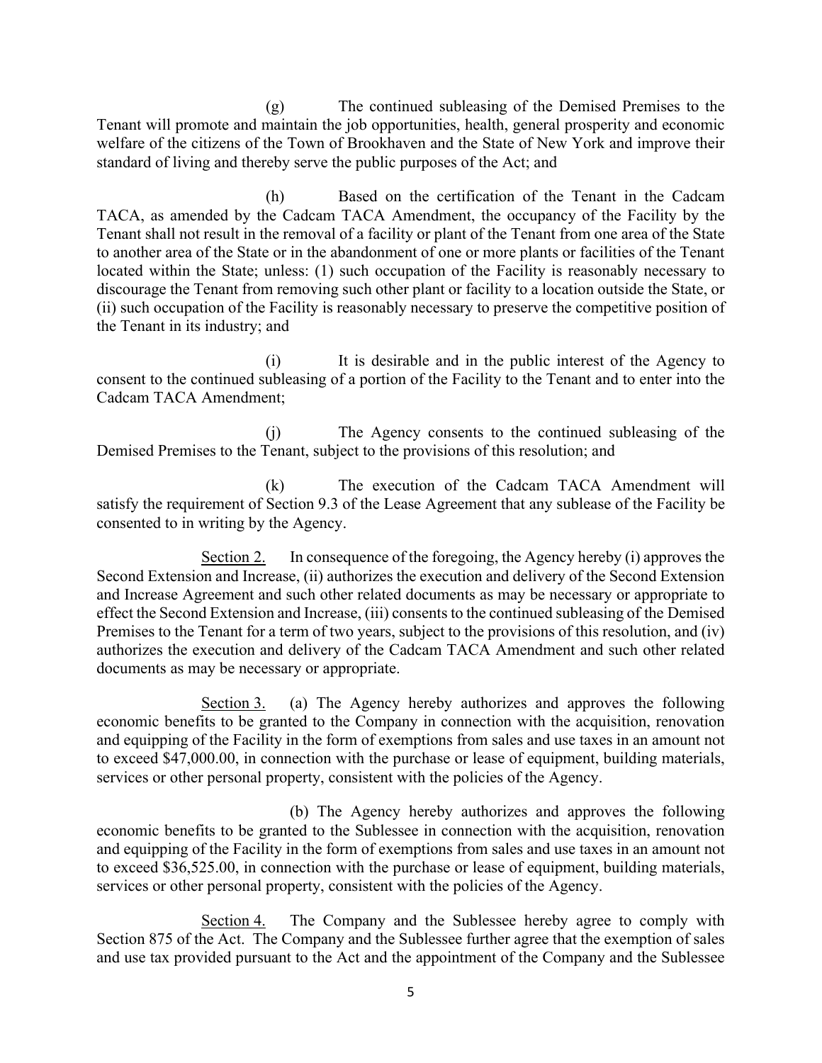(g) The continued subleasing of the Demised Premises to the Tenant will promote and maintain the job opportunities, health, general prosperity and economic welfare of the citizens of the Town of Brookhaven and the State of New York and improve their standard of living and thereby serve the public purposes of the Act; and

(h) Based on the certification of the Tenant in the Cadcam TACA, as amended by the Cadcam TACA Amendment, the occupancy of the Facility by the Tenant shall not result in the removal of a facility or plant of the Tenant from one area of the State to another area of the State or in the abandonment of one or more plants or facilities of the Tenant located within the State; unless: (1) such occupation of the Facility is reasonably necessary to discourage the Tenant from removing such other plant or facility to a location outside the State, or (ii) such occupation of the Facility is reasonably necessary to preserve the competitive position of the Tenant in its industry; and

(i) It is desirable and in the public interest of the Agency to consent to the continued subleasing of a portion of the Facility to the Tenant and to enter into the Cadcam TACA Amendment;

(j) The Agency consents to the continued subleasing of the Demised Premises to the Tenant, subject to the provisions of this resolution; and

(k) The execution of the Cadcam TACA Amendment will satisfy the requirement of Section 9.3 of the Lease Agreement that any sublease of the Facility be consented to in writing by the Agency.

Section 2. In consequence of the foregoing, the Agency hereby (i) approves the Second Extension and Increase, (ii) authorizes the execution and delivery of the Second Extension and Increase Agreement and such other related documents as may be necessary or appropriate to effect the Second Extension and Increase, (iii) consents to the continued subleasing of the Demised Premises to the Tenant for a term of two years, subject to the provisions of this resolution, and (iv) authorizes the execution and delivery of the Cadcam TACA Amendment and such other related documents as may be necessary or appropriate.

Section 3. (a) The Agency hereby authorizes and approves the following economic benefits to be granted to the Company in connection with the acquisition, renovation and equipping of the Facility in the form of exemptions from sales and use taxes in an amount not to exceed $47,000.00, in connection with the purchase or lease of equipment, building materials, services or other personal property, consistent with the policies of the Agency.

(b) The Agency hereby authorizes and approves the following economic benefits to be granted to the Sublessee in connection with the acquisition, renovation and equipping of the Facility in the form of exemptions from sales and use taxes in an amount not to exceed $36,525.00, in connection with the purchase or lease of equipment, building materials, services or other personal property, consistent with the policies of the Agency.

Section 4. The Company and the Sublessee hereby agree to comply with Section 875 of the Act. The Company and the Sublessee further agree that the exemption of sales and use tax provided pursuant to the Act and the appointment of the Company and the Sublessee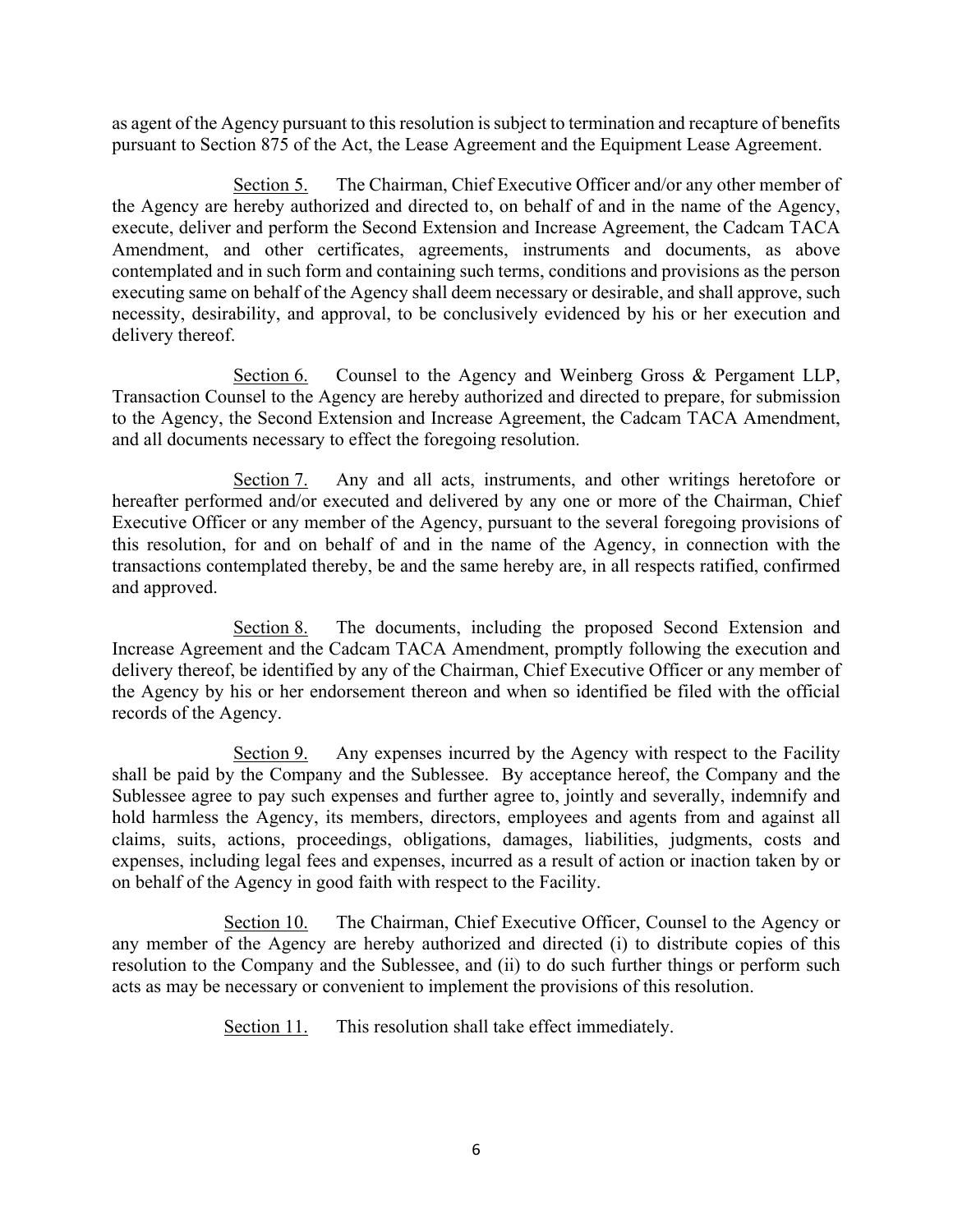as agent of the Agency pursuant to this resolution is subject to termination and recapture of benefits pursuant to Section 875 of the Act, the Lease Agreement and the Equipment Lease Agreement.

Section 5. The Chairman, Chief Executive Officer and/or any other member of the Agency are hereby authorized and directed to, on behalf of and in the name of the Agency, execute, deliver and perform the Second Extension and Increase Agreement, the Cadcam TACA Amendment, and other certificates, agreements, instruments and documents, as above contemplated and in such form and containing such terms, conditions and provisions as the person executing same on behalf of the Agency shall deem necessary or desirable, and shall approve, such necessity, desirability, and approval, to be conclusively evidenced by his or her execution and delivery thereof.

Section 6. Counsel to the Agency and Weinberg Gross & Pergament LLP, Transaction Counsel to the Agency are hereby authorized and directed to prepare, for submission to the Agency, the Second Extension and Increase Agreement, the Cadcam TACA Amendment, and all documents necessary to effect the foregoing resolution.

Section 7. Any and all acts, instruments, and other writings heretofore or hereafter performed and/or executed and delivered by any one or more of the Chairman, Chief Executive Officer or any member of the Agency, pursuant to the several foregoing provisions of this resolution, for and on behalf of and in the name of the Agency, in connection with the transactions contemplated thereby, be and the same hereby are, in all respects ratified, confirmed and approved.

Section 8. The documents, including the proposed Second Extension and Increase Agreement and the Cadcam TACA Amendment, promptly following the execution and delivery thereof, be identified by any of the Chairman, Chief Executive Officer or any member of the Agency by his or her endorsement thereon and when so identified be filed with the official records of the Agency.

Section 9. Any expenses incurred by the Agency with respect to the Facility shall be paid by the Company and the Sublessee. By acceptance hereof, the Company and the Sublessee agree to pay such expenses and further agree to, jointly and severally, indemnify and hold harmless the Agency, its members, directors, employees and agents from and against all claims, suits, actions, proceedings, obligations, damages, liabilities, judgments, costs and expenses, including legal fees and expenses, incurred as a result of action or inaction taken by or on behalf of the Agency in good faith with respect to the Facility.

Section 10. The Chairman, Chief Executive Officer, Counsel to the Agency or any member of the Agency are hereby authorized and directed (i) to distribute copies of this resolution to the Company and the Sublessee, and (ii) to do such further things or perform such acts as may be necessary or convenient to implement the provisions of this resolution.

Section 11. This resolution shall take effect immediately.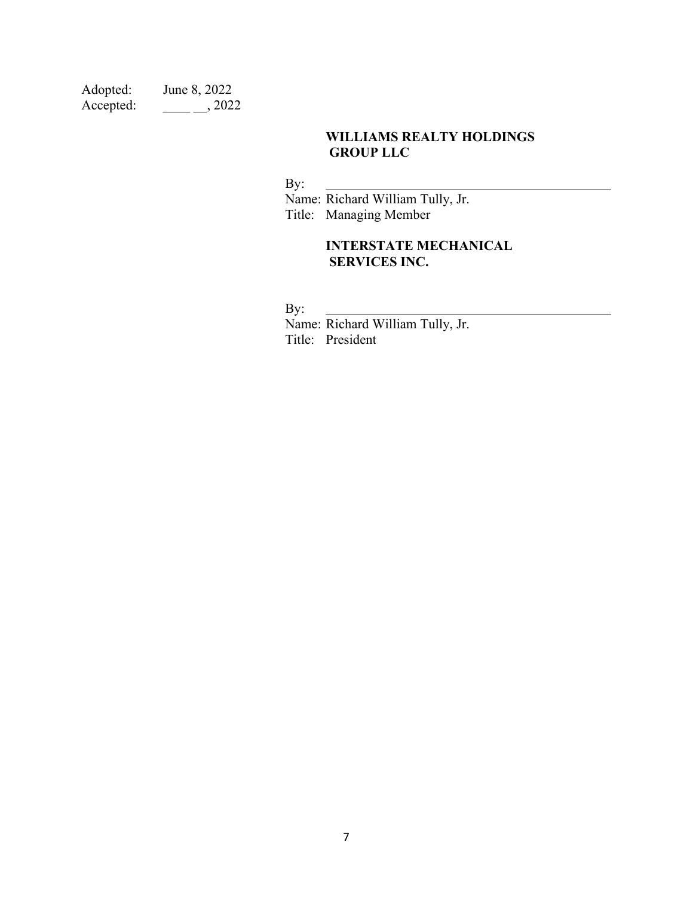Adopted: June 8, 2022
Accepted: ____ __, 2022

**WILLIAMS REALTY HOLDINGS GROUP LLC**

By: ________________________________________
Name: Richard William Tully, Jr.
Title: Managing Member

**INTERSTATE MECHANICAL SERVICES INC.**

By: ________________________________________
Name: Richard William Tully, Jr.
Title: President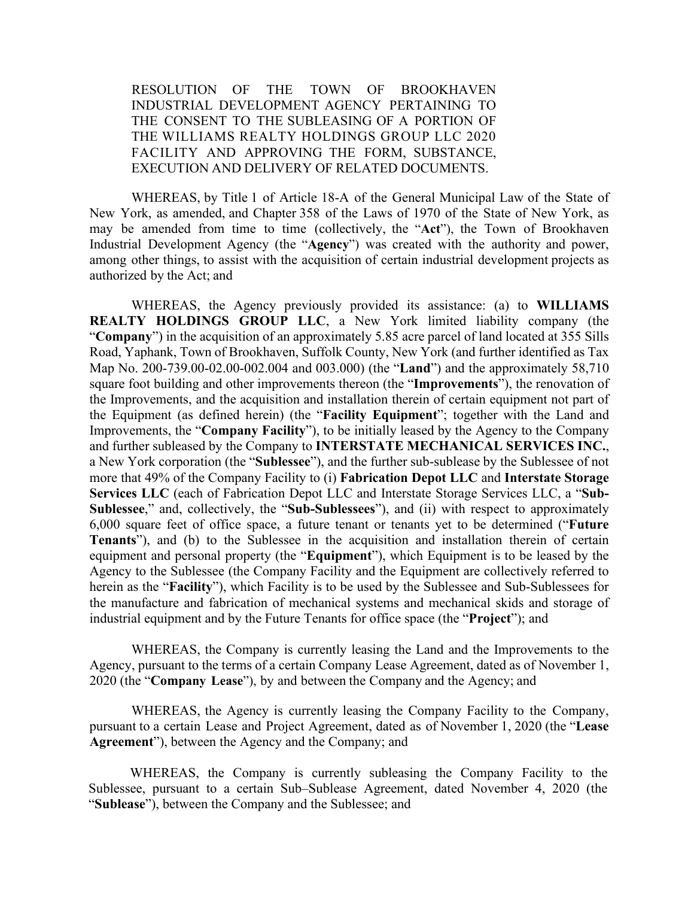RESOLUTION OF THE TOWN OF BROOKHAVEN INDUSTRIAL DEVELOPMENT AGENCY PERTAINING TO THE CONSENT TO THE SUBLEASING OF A PORTION OF THE WILLIAMS REALTY HOLDINGS GROUP LLC 2020 FACILITY AND APPROVING THE FORM, SUBSTANCE, EXECUTION AND DELIVERY OF RELATED DOCUMENTS.

WHEREAS, by Title 1 of Article 18-A of the General Municipal Law of the State of New York, as amended, and Chapter 358 of the Laws of 1970 of the State of New York, as may be amended from time to time (collectively, the "**Act**"), the Town of Brookhaven Industrial Development Agency (the "**Agency**") was created with the authority and power, among other things, to assist with the acquisition of certain industrial development projects as authorized by the Act; and

WHEREAS, the Agency previously provided its assistance: (a) to **WILLIAMS REALTY HOLDINGS GROUP LLC**, a New York limited liability company (the "**Company**") in the acquisition of an approximately 5.85 acre parcel of land located at 355 Sills Road, Yaphank, Town of Brookhaven, Suffolk County, New York (and further identified as Tax Map No. 200-739.00-02.00-002.004 and 003.000) (the "**Land**") and the approximately 58,710 square foot building and other improvements thereon (the "**Improvements**"), the renovation of the Improvements, and the acquisition and installation therein of certain equipment not part of the Equipment (as defined herein) (the "**Facility Equipment**"; together with the Land and Improvements, the "**Company Facility**"), to be initially leased by the Agency to the Company and further subleased by the Company to **INTERSTATE MECHANICAL SERVICES INC.**, a New York corporation (the "**Sublessee**"), and the further sub-sublease by the Sublessee of not more that 49% of the Company Facility to (i) **Fabrication Depot LLC** and **Interstate Storage Services LLC** (each of Fabrication Depot LLC and Interstate Storage Services LLC, a "**Sub-Sublessee**," and, collectively, the "**Sub-Sublessees**"), and (ii) with respect to approximately 6,000 square feet of office space, a future tenant or tenants yet to be determined ("**Future Tenants**"), and (b) to the Sublessee in the acquisition and installation therein of certain equipment and personal property (the "**Equipment**"), which Equipment is to be leased by the Agency to the Sublessee (the Company Facility and the Equipment are collectively referred to herein as the "**Facility**"), which Facility is to be used by the Sublessee and Sub-Sublessees for the manufacture and fabrication of mechanical systems and mechanical skids and storage of industrial equipment and by the Future Tenants for office space (the "**Project**"); and

WHEREAS, the Company is currently leasing the Land and the Improvements to the Agency, pursuant to the terms of a certain Company Lease Agreement, dated as of November 1, 2020 (the "**Company Lease**"), by and between the Company and the Agency; and

WHEREAS, the Agency is currently leasing the Company Facility to the Company, pursuant to a certain Lease and Project Agreement, dated as of November 1, 2020 (the "**Lease Agreement**"), between the Agency and the Company; and

WHEREAS, the Company is currently subleasing the Company Facility to the Sublessee, pursuant to a certain Sub–Sublease Agreement, dated November 4, 2020 (the "**Sublease**"), between the Company and the Sublessee; and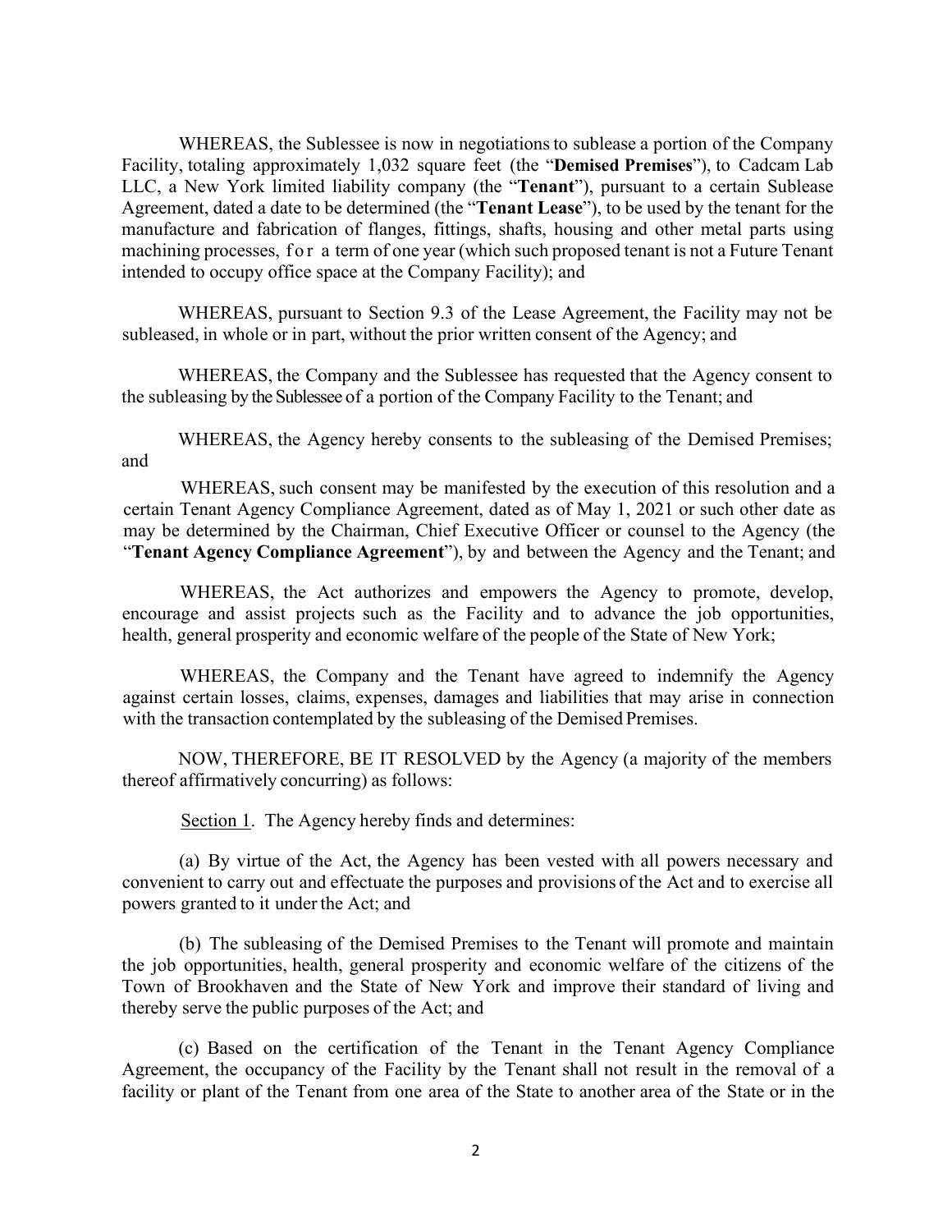WHEREAS, the Sublessee is now in negotiations to sublease a portion of the Company Facility, totaling approximately 1,032 square feet (the "**Demised Premises**"), to Cadcam Lab LLC, a New York limited liability company (the "**Tenant**"), pursuant to a certain Sublease Agreement, dated a date to be determined (the "**Tenant Lease**"), to be used by the tenant for the manufacture and fabrication of flanges, fittings, shafts, housing and other metal parts using machining processes, for a term of one year (which such proposed tenant is not a Future Tenant intended to occupy office space at the Company Facility); and

WHEREAS, pursuant to Section 9.3 of the Lease Agreement, the Facility may not be subleased, in whole or in part, without the prior written consent of the Agency; and

WHEREAS, the Company and the Sublessee has requested that the Agency consent to the subleasing by the Sublessee of a portion of the Company Facility to the Tenant; and

WHEREAS, the Agency hereby consents to the subleasing of the Demised Premises; and

WHEREAS, such consent may be manifested by the execution of this resolution and a certain Tenant Agency Compliance Agreement, dated as of May 1, 2021 or such other date as may be determined by the Chairman, Chief Executive Officer or counsel to the Agency (the "**Tenant Agency Compliance Agreement**"), by and between the Agency and the Tenant; and

WHEREAS, the Act authorizes and empowers the Agency to promote, develop, encourage and assist projects such as the Facility and to advance the job opportunities, health, general prosperity and economic welfare of the people of the State of New York;

WHEREAS, the Company and the Tenant have agreed to indemnify the Agency against certain losses, claims, expenses, damages and liabilities that may arise in connection with the transaction contemplated by the subleasing of the Demised Premises.

NOW, THEREFORE, BE IT RESOLVED by the Agency (a majority of the members thereof affirmatively concurring) as follows:

Section 1. The Agency hereby finds and determines:

(a) By virtue of the Act, the Agency has been vested with all powers necessary and convenient to carry out and effectuate the purposes and provisions of the Act and to exercise all powers granted to it under the Act; and

(b) The subleasing of the Demised Premises to the Tenant will promote and maintain the job opportunities, health, general prosperity and economic welfare of the citizens of the Town of Brookhaven and the State of New York and improve their standard of living and thereby serve the public purposes of the Act; and

(c) Based on the certification of the Tenant in the Tenant Agency Compliance Agreement, the occupancy of the Facility by the Tenant shall not result in the removal of a facility or plant of the Tenant from one area of the State to another area of the State or in the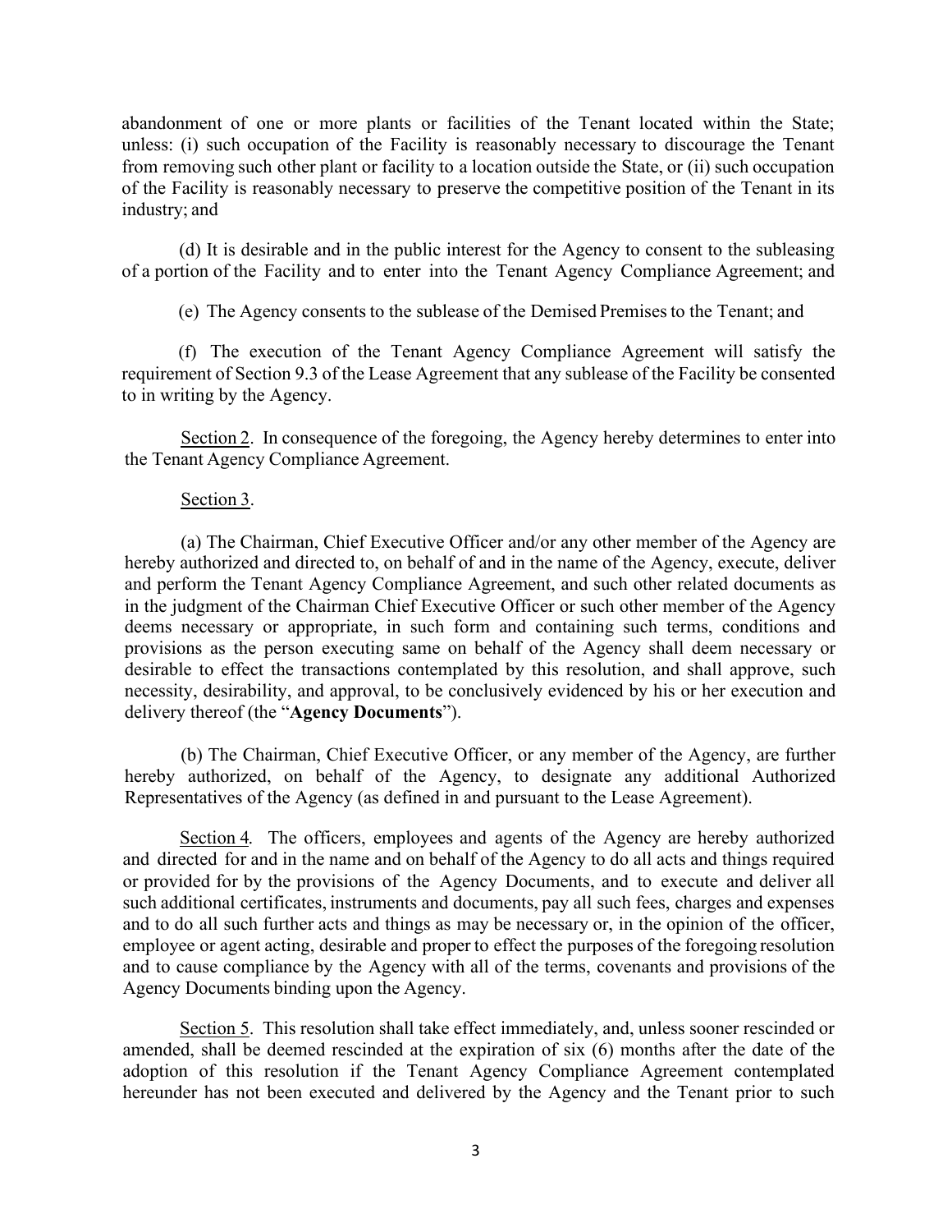abandonment of one or more plants or facilities of the Tenant located within the State; unless: (i) such occupation of the Facility is reasonably necessary to discourage the Tenant from removing such other plant or facility to a location outside the State, or (ii) such occupation of the Facility is reasonably necessary to preserve the competitive position of the Tenant in its industry; and

(d) It is desirable and in the public interest for the Agency to consent to the subleasing of a portion of the Facility and to enter into the Tenant Agency Compliance Agreement; and

(e) The Agency consents to the sublease of the Demised Premises to the Tenant; and

(f) The execution of the Tenant Agency Compliance Agreement will satisfy the requirement of Section 9.3 of the Lease Agreement that any sublease of the Facility be consented to in writing by the Agency.

Section 2. In consequence of the foregoing, the Agency hereby determines to enter into the Tenant Agency Compliance Agreement.

Section 3.

(a) The Chairman, Chief Executive Officer and/or any other member of the Agency are hereby authorized and directed to, on behalf of and in the name of the Agency, execute, deliver and perform the Tenant Agency Compliance Agreement, and such other related documents as in the judgment of the Chairman Chief Executive Officer or such other member of the Agency deems necessary or appropriate, in such form and containing such terms, conditions and provisions as the person executing same on behalf of the Agency shall deem necessary or desirable to effect the transactions contemplated by this resolution, and shall approve, such necessity, desirability, and approval, to be conclusively evidenced by his or her execution and delivery thereof (the "**Agency Documents**").

(b) The Chairman, Chief Executive Officer, or any member of the Agency, are further hereby authorized, on behalf of the Agency, to designate any additional Authorized Representatives of the Agency (as defined in and pursuant to the Lease Agreement).

Section 4. The officers, employees and agents of the Agency are hereby authorized and directed for and in the name and on behalf of the Agency to do all acts and things required or provided for by the provisions of the Agency Documents, and to execute and deliver all such additional certificates, instruments and documents, pay all such fees, charges and expenses and to do all such further acts and things as may be necessary or, in the opinion of the officer, employee or agent acting, desirable and proper to effect the purposes of the foregoing resolution and to cause compliance by the Agency with all of the terms, covenants and provisions of the Agency Documents binding upon the Agency.

Section 5. This resolution shall take effect immediately, and, unless sooner rescinded or amended, shall be deemed rescinded at the expiration of six (6) months after the date of the adoption of this resolution if the Tenant Agency Compliance Agreement contemplated hereunder has not been executed and delivered by the Agency and the Tenant prior to such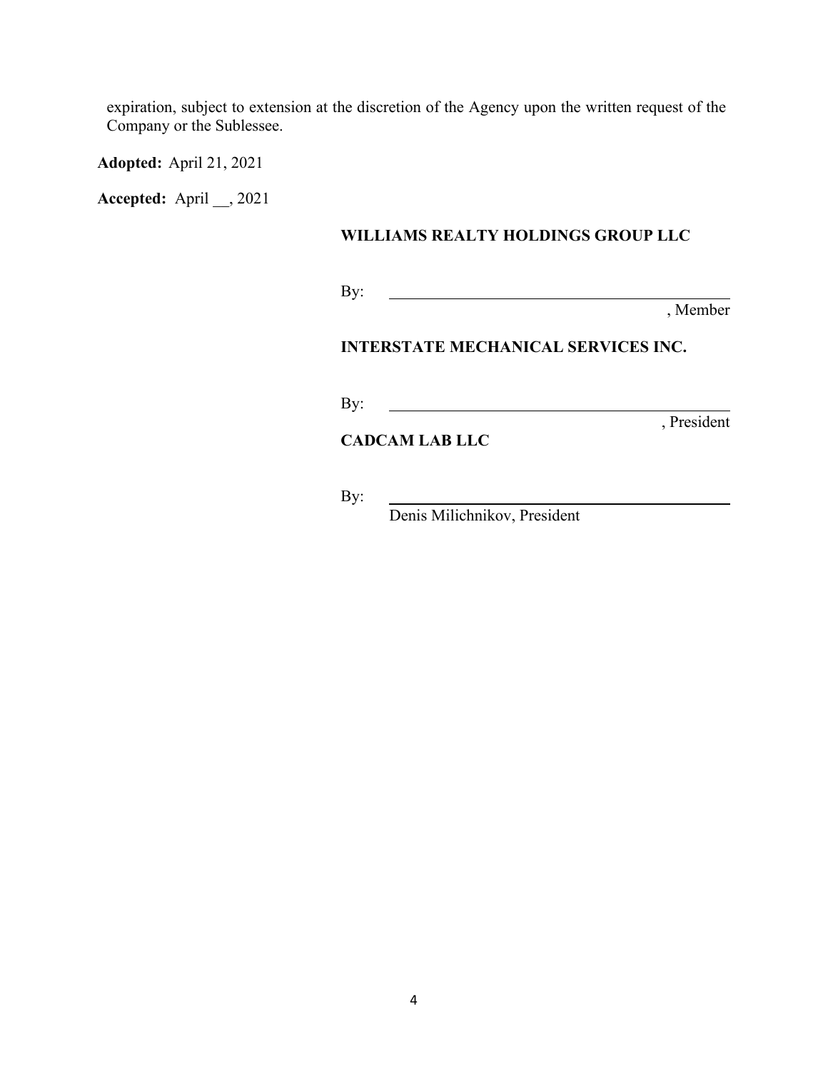expiration, subject to extension at the discretion of the Agency upon the written request of the Company or the Sublessee.

**Adopted:** April 21, 2021

**Accepted:** April __, 2021

**WILLIAMS REALTY HOLDINGS GROUP LLC**

By: ______________________________________
, Member

**INTERSTATE MECHANICAL SERVICES INC.**

By: ______________________________________
, President

**CADCAM LAB LLC**

By: ______________________________________
Denis Milichnikov, President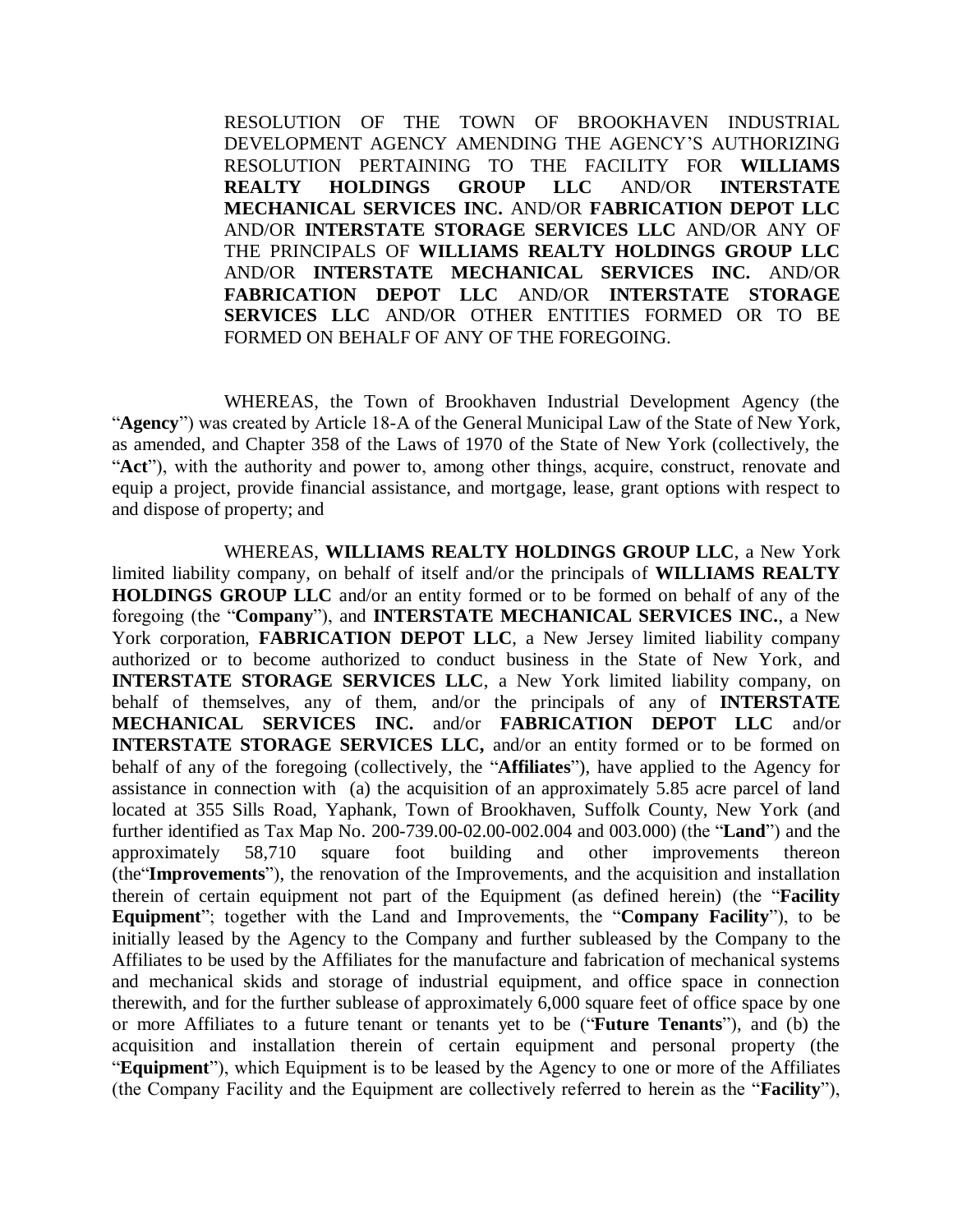RESOLUTION OF THE TOWN OF BROOKHAVEN INDUSTRIAL DEVELOPMENT AGENCY AMENDING THE AGENCY'S AUTHORIZING RESOLUTION PERTAINING TO THE FACILITY FOR **WILLIAMS REALTY HOLDINGS GROUP LLC** AND/OR **INTERSTATE MECHANICAL SERVICES INC.** AND/OR **FABRICATION DEPOT LLC** AND/OR **INTERSTATE STORAGE SERVICES LLC** AND/OR ANY OF THE PRINCIPALS OF **WILLIAMS REALTY HOLDINGS GROUP LLC** AND/OR **INTERSTATE MECHANICAL SERVICES INC.** AND/OR **FABRICATION DEPOT LLC** AND/OR **INTERSTATE STORAGE SERVICES LLC** AND/OR OTHER ENTITIES FORMED OR TO BE FORMED ON BEHALF OF ANY OF THE FOREGOING.

WHEREAS, the Town of Brookhaven Industrial Development Agency (the "**Agency**") was created by Article 18-A of the General Municipal Law of the State of New York, as amended, and Chapter 358 of the Laws of 1970 of the State of New York (collectively, the "**Act**"), with the authority and power to, among other things, acquire, construct, renovate and equip a project, provide financial assistance, and mortgage, lease, grant options with respect to and dispose of property; and

WHEREAS, **WILLIAMS REALTY HOLDINGS GROUP LLC**, a New York limited liability company, on behalf of itself and/or the principals of **WILLIAMS REALTY HOLDINGS GROUP LLC** and/or an entity formed or to be formed on behalf of any of the foregoing (the "**Company**"), and **INTERSTATE MECHANICAL SERVICES INC.**, a New York corporation, **FABRICATION DEPOT LLC**, a New Jersey limited liability company authorized or to become authorized to conduct business in the State of New York, and **INTERSTATE STORAGE SERVICES LLC**, a New York limited liability company, on behalf of themselves, any of them, and/or the principals of any of **INTERSTATE MECHANICAL SERVICES INC.** and/or **FABRICATION DEPOT LLC** and/or **INTERSTATE STORAGE SERVICES LLC,** and/or an entity formed or to be formed on behalf of any of the foregoing (collectively, the "**Affiliates**"), have applied to the Agency for assistance in connection with (a) the acquisition of an approximately 5.85 acre parcel of land located at 355 Sills Road, Yaphank, Town of Brookhaven, Suffolk County, New York (and further identified as Tax Map No. 200-739.00-02.00-002.004 and 003.000) (the "**Land**") and the approximately 58,710 square foot building and other improvements thereon (the"**Improvements**"), the renovation of the Improvements, and the acquisition and installation therein of certain equipment not part of the Equipment (as defined herein) (the "**Facility Equipment**"; together with the Land and Improvements, the "**Company Facility**"), to be initially leased by the Agency to the Company and further subleased by the Company to the Affiliates to be used by the Affiliates for the manufacture and fabrication of mechanical systems and mechanical skids and storage of industrial equipment, and office space in connection therewith, and for the further sublease of approximately 6,000 square feet of office space by one or more Affiliates to a future tenant or tenants yet to be ("**Future Tenants**"), and (b) the acquisition and installation therein of certain equipment and personal property (the "**Equipment**"), which Equipment is to be leased by the Agency to one or more of the Affiliates (the Company Facility and the Equipment are collectively referred to herein as the "**Facility**"),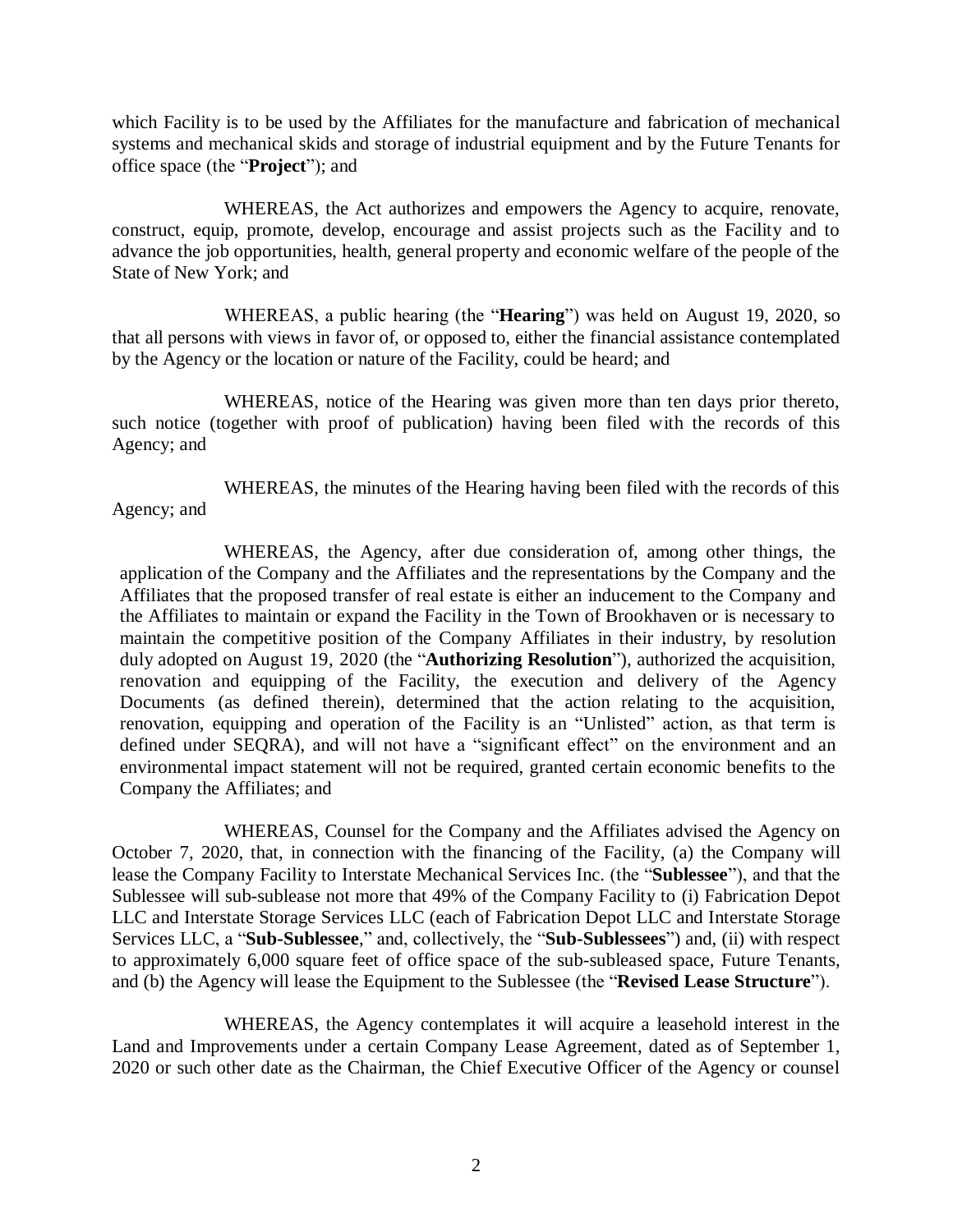which Facility is to be used by the Affiliates for the manufacture and fabrication of mechanical systems and mechanical skids and storage of industrial equipment and by the Future Tenants for office space (the "**Project**"); and

WHEREAS, the Act authorizes and empowers the Agency to acquire, renovate, construct, equip, promote, develop, encourage and assist projects such as the Facility and to advance the job opportunities, health, general property and economic welfare of the people of the State of New York; and

WHEREAS, a public hearing (the "**Hearing**") was held on August 19, 2020, so that all persons with views in favor of, or opposed to, either the financial assistance contemplated by the Agency or the location or nature of the Facility, could be heard; and

WHEREAS, notice of the Hearing was given more than ten days prior thereto, such notice (together with proof of publication) having been filed with the records of this Agency; and

WHEREAS, the minutes of the Hearing having been filed with the records of this Agency; and

WHEREAS, the Agency, after due consideration of, among other things, the application of the Company and the Affiliates and the representations by the Company and the Affiliates that the proposed transfer of real estate is either an inducement to the Company and the Affiliates to maintain or expand the Facility in the Town of Brookhaven or is necessary to maintain the competitive position of the Company Affiliates in their industry, by resolution duly adopted on August 19, 2020 (the "**Authorizing Resolution**"), authorized the acquisition, renovation and equipping of the Facility, the execution and delivery of the Agency Documents (as defined therein), determined that the action relating to the acquisition, renovation, equipping and operation of the Facility is an "Unlisted" action, as that term is defined under SEQRA), and will not have a "significant effect" on the environment and an environmental impact statement will not be required, granted certain economic benefits to the Company the Affiliates; and

WHEREAS, Counsel for the Company and the Affiliates advised the Agency on October 7, 2020, that, in connection with the financing of the Facility, (a) the Company will lease the Company Facility to Interstate Mechanical Services Inc. (the "**Sublessee**"), and that the Sublessee will sub-sublease not more that 49% of the Company Facility to (i) Fabrication Depot LLC and Interstate Storage Services LLC (each of Fabrication Depot LLC and Interstate Storage Services LLC, a "**Sub-Sublessee**," and, collectively, the "**Sub-Sublessees**") and, (ii) with respect to approximately 6,000 square feet of office space of the sub-subleased space, Future Tenants, and (b) the Agency will lease the Equipment to the Sublessee (the "**Revised Lease Structure**").

WHEREAS, the Agency contemplates it will acquire a leasehold interest in the Land and Improvements under a certain Company Lease Agreement, dated as of September 1, 2020 or such other date as the Chairman, the Chief Executive Officer of the Agency or counsel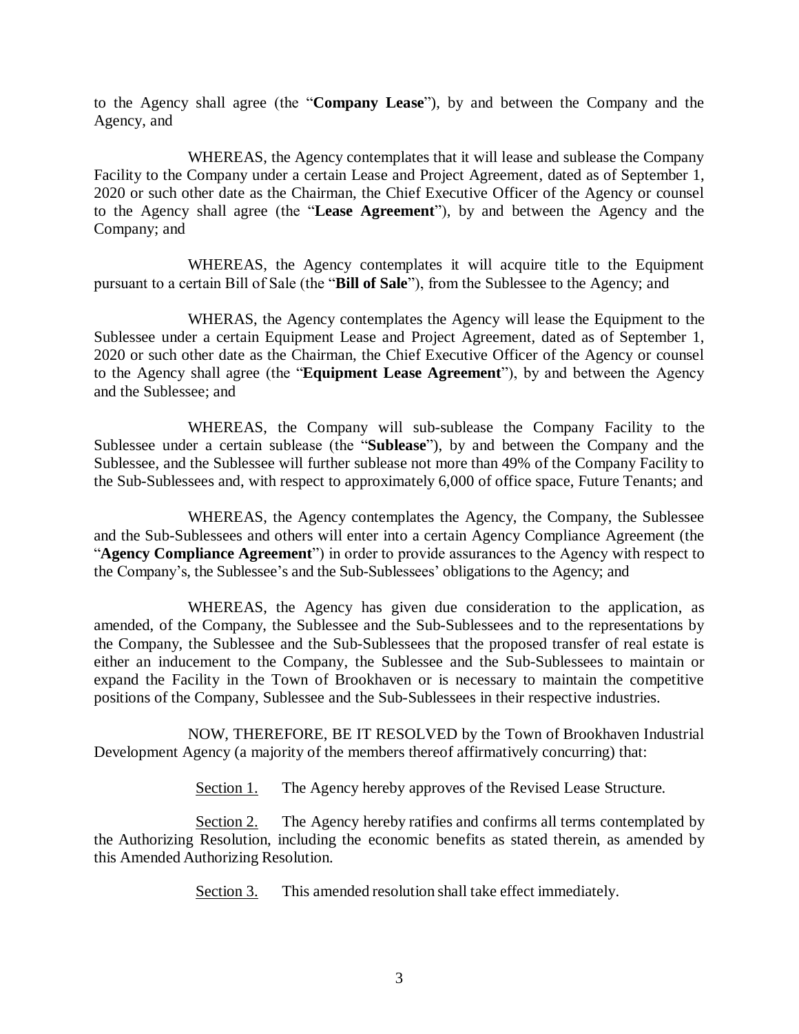to the Agency shall agree (the "**Company Lease**"), by and between the Company and the Agency, and

WHEREAS, the Agency contemplates that it will lease and sublease the Company Facility to the Company under a certain Lease and Project Agreement, dated as of September 1, 2020 or such other date as the Chairman, the Chief Executive Officer of the Agency or counsel to the Agency shall agree (the "**Lease Agreement**"), by and between the Agency and the Company; and

WHEREAS, the Agency contemplates it will acquire title to the Equipment pursuant to a certain Bill of Sale (the "**Bill of Sale**"), from the Sublessee to the Agency; and

WHERAS, the Agency contemplates the Agency will lease the Equipment to the Sublessee under a certain Equipment Lease and Project Agreement, dated as of September 1, 2020 or such other date as the Chairman, the Chief Executive Officer of the Agency or counsel to the Agency shall agree (the "**Equipment Lease Agreement**"), by and between the Agency and the Sublessee; and

WHEREAS, the Company will sub-sublease the Company Facility to the Sublessee under a certain sublease (the "**Sublease**"), by and between the Company and the Sublessee, and the Sublessee will further sublease not more than 49% of the Company Facility to the Sub-Sublessees and, with respect to approximately 6,000 of office space, Future Tenants; and

WHEREAS, the Agency contemplates the Agency, the Company, the Sublessee and the Sub-Sublessees and others will enter into a certain Agency Compliance Agreement (the "**Agency Compliance Agreement**") in order to provide assurances to the Agency with respect to the Company's, the Sublessee's and the Sub-Sublessees' obligations to the Agency; and

WHEREAS, the Agency has given due consideration to the application, as amended, of the Company, the Sublessee and the Sub-Sublessees and to the representations by the Company, the Sublessee and the Sub-Sublessees that the proposed transfer of real estate is either an inducement to the Company, the Sublessee and the Sub-Sublessees to maintain or expand the Facility in the Town of Brookhaven or is necessary to maintain the competitive positions of the Company, Sublessee and the Sub-Sublessees in their respective industries.

NOW, THEREFORE, BE IT RESOLVED by the Town of Brookhaven Industrial Development Agency (a majority of the members thereof affirmatively concurring) that:

Section 1. The Agency hereby approves of the Revised Lease Structure.

Section 2. The Agency hereby ratifies and confirms all terms contemplated by the Authorizing Resolution, including the economic benefits as stated therein, as amended by this Amended Authorizing Resolution.

Section 3. This amended resolution shall take effect immediately.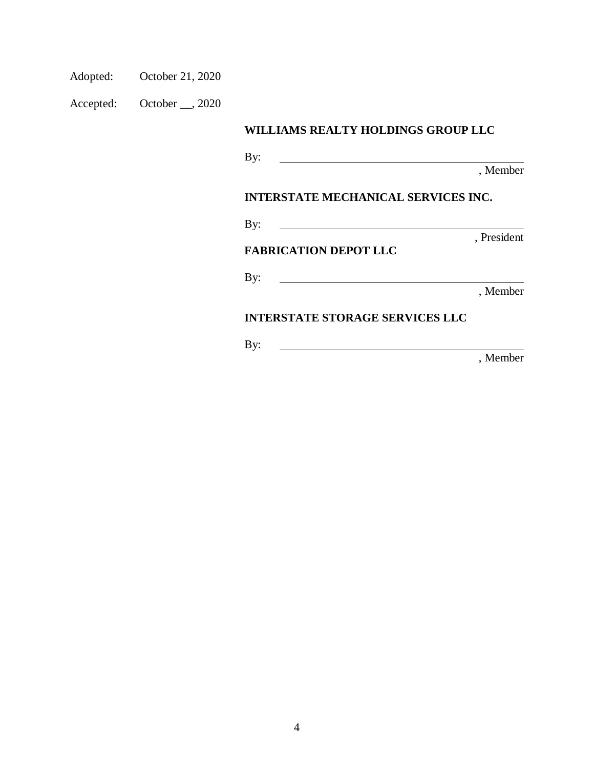Adopted: October 21, 2020

Accepted: October __, 2020

**WILLIAMS REALTY HOLDINGS GROUP LLC**

By: ______________________________

, Member

**INTERSTATE MECHANICAL SERVICES INC.**

By: ______________________________

, President

**FABRICATION DEPOT LLC**

By: ______________________________

, Member

**INTERSTATE STORAGE SERVICES LLC**

By: ______________________________

, Member